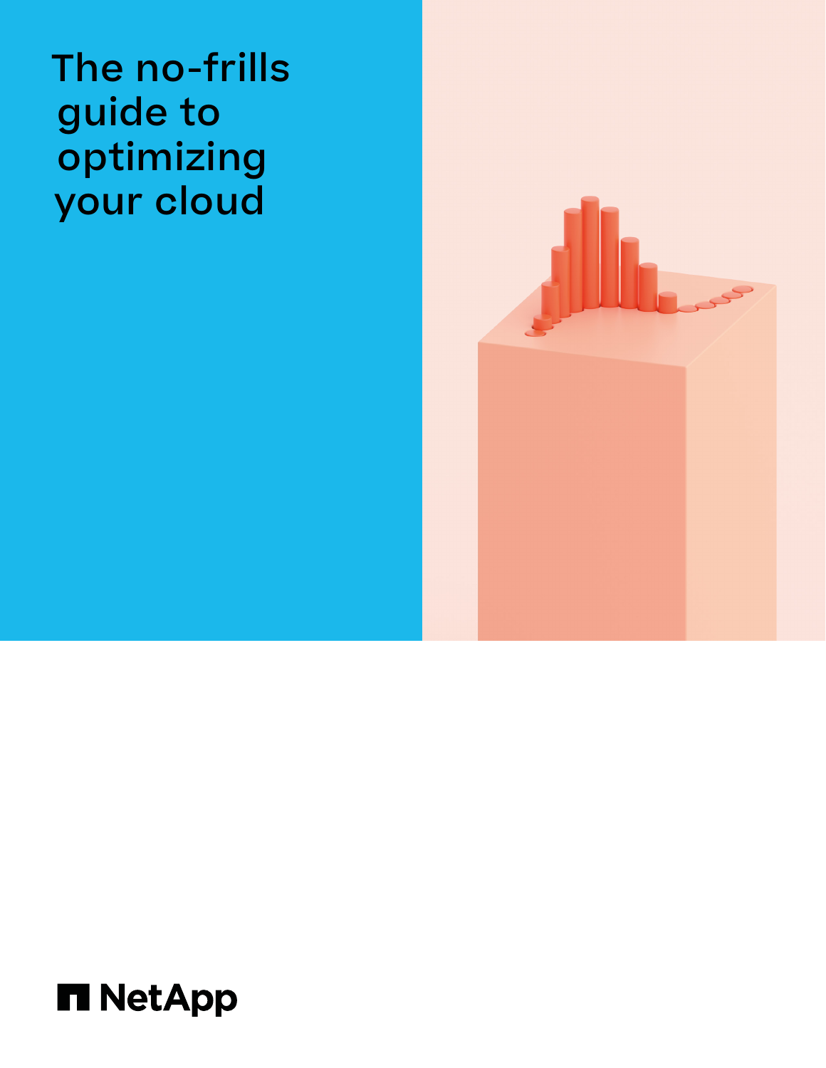# The no-frills guide to optimizing your cloud

NetApp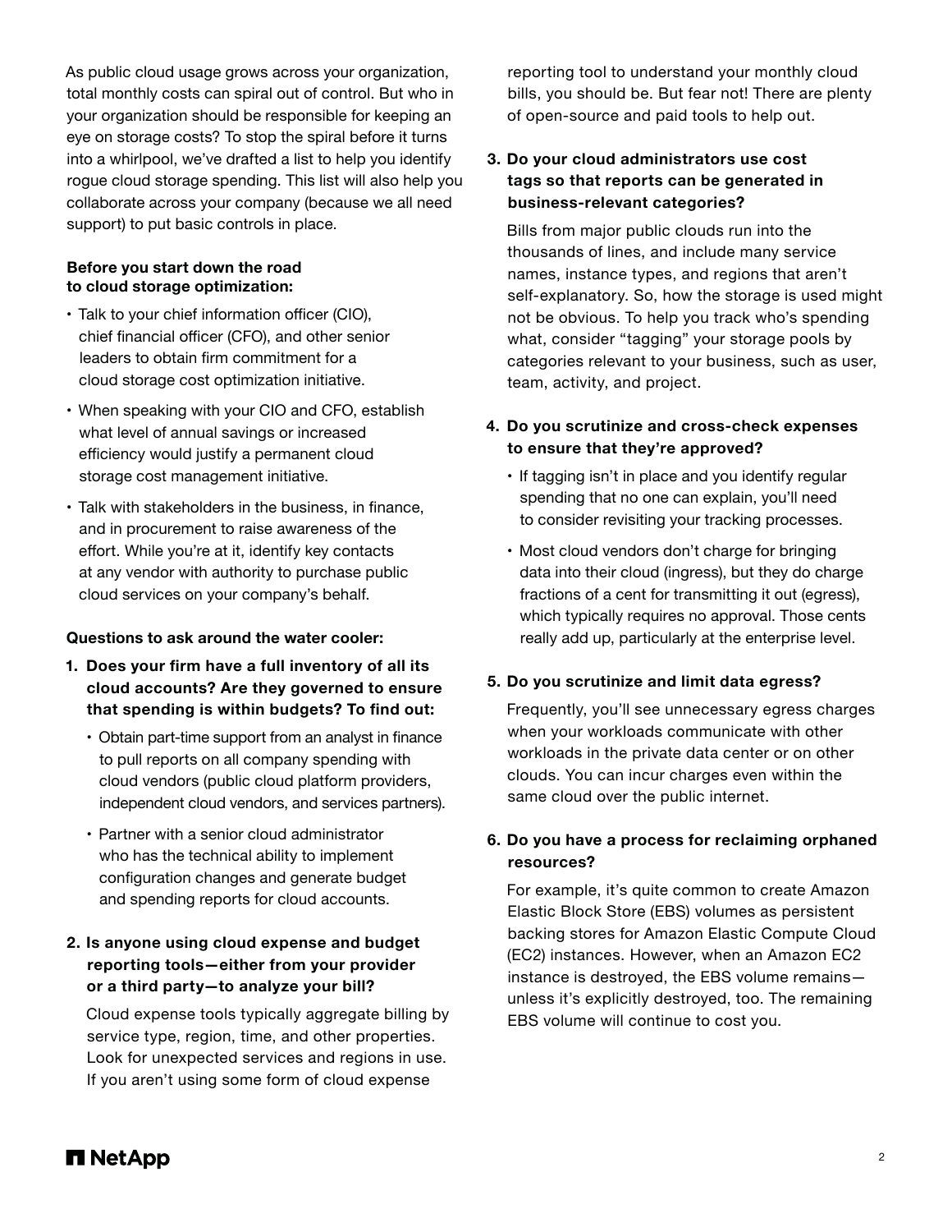As public cloud usage grows across your organization, total monthly costs can spiral out of control. But who in your organization should be responsible for keeping an eye on storage costs? To stop the spiral before it turns into a whirlpool, we've drafted a list to help you identify rogue cloud storage spending. This list will also help you collaborate across your company (because we all need support) to put basic controls in place.

**Before you start down the road to cloud storage optimization:**

- Talk to your chief information officer (CIO), chief financial officer (CFO), and other senior leaders to obtain firm commitment for a cloud storage cost optimization initiative.
- When speaking with your CIO and CFO, establish what level of annual savings or increased efficiency would justify a permanent cloud storage cost management initiative.
- Talk with stakeholders in the business, in finance, and in procurement to raise awareness of the effort. While you're at it, identify key contacts at any vendor with authority to purchase public cloud services on your company's behalf.

**Questions to ask around the water cooler:**

**1. Does your firm have a full inventory of all its cloud accounts? Are they governed to ensure that spending is within budgets? To find out:**

- Obtain part-time support from an analyst in finance to pull reports on all company spending with cloud vendors (public cloud platform providers, independent cloud vendors, and services partners).
- Partner with a senior cloud administrator who has the technical ability to implement configuration changes and generate budget and spending reports for cloud accounts.

**2. Is anyone using cloud expense and budget reporting tools—either from your provider or a third party—to analyze your bill?**

Cloud expense tools typically aggregate billing by service type, region, time, and other properties. Look for unexpected services and regions in use. If you aren't using some form of cloud expense reporting tool to understand your monthly cloud bills, you should be. But fear not! There are plenty of open-source and paid tools to help out.

**3. Do your cloud administrators use cost tags so that reports can be generated in business-relevant categories?**

Bills from major public clouds run into the thousands of lines, and include many service names, instance types, and regions that aren't self-explanatory. So, how the storage is used might not be obvious. To help you track who's spending what, consider "tagging" your storage pools by categories relevant to your business, such as user, team, activity, and project.

**4. Do you scrutinize and cross-check expenses to ensure that they're approved?**

- If tagging isn't in place and you identify regular spending that no one can explain, you'll need to consider revisiting your tracking processes.
- Most cloud vendors don't charge for bringing data into their cloud (ingress), but they do charge fractions of a cent for transmitting it out (egress), which typically requires no approval. Those cents really add up, particularly at the enterprise level.

**5. Do you scrutinize and limit data egress?**

Frequently, you'll see unnecessary egress charges when your workloads communicate with other workloads in the private data center or on other clouds. You can incur charges even within the same cloud over the public internet.

**6. Do you have a process for reclaiming orphaned resources?**

For example, it's quite common to create Amazon Elastic Block Store (EBS) volumes as persistent backing stores for Amazon Elastic Compute Cloud (EC2) instances. However, when an Amazon EC2 instance is destroyed, the EBS volume remains—unless it's explicitly destroyed, too. The remaining EBS volume will continue to cost you.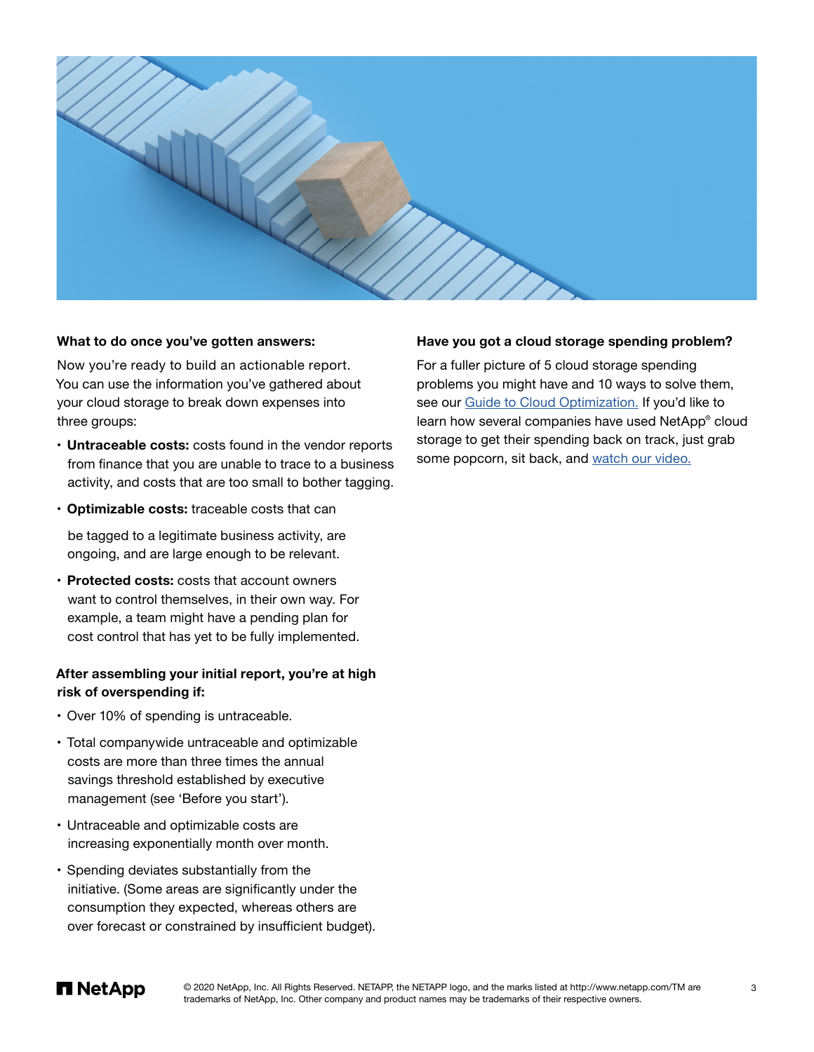### What to do once you've gotten answers:

Now you're ready to build an actionable report. You can use the information you've gathered about your cloud storage to break down expenses into three groups:

- **Untraceable costs:** costs found in the vendor reports from finance that you are unable to trace to a business activity, and costs that are too small to bother tagging.
- **Optimizable costs:** traceable costs that can be tagged to a legitimate business activity, are ongoing, and are large enough to be relevant.
- **Protected costs:** costs that account owners want to control themselves, in their own way. For example, a team might have a pending plan for cost control that has yet to be fully implemented.

### After assembling your initial report, you're at high risk of overspending if:

- Over 10% of spending is untraceable.
- Total companywide untraceable and optimizable costs are more than three times the annual savings threshold established by executive management (see 'Before you start').
- Untraceable and optimizable costs are increasing exponentially month over month.
- Spending deviates substantially from the initiative. (Some areas are significantly under the consumption they expected, whereas others are over forecast or constrained by insufficient budget).

### Have you got a cloud storage spending problem?

For a fuller picture of 5 cloud storage spending problems you might have and 10 ways to solve them, see our [Guide to Cloud Optimization.]() If you'd like to learn how several companies have used NetApp® cloud storage to get their spending back on track, just grab some popcorn, sit back, and [watch our video.]()

© 2020 NetApp, Inc. All Rights Reserved. NETAPP, the NETAPP logo, and the marks listed at http://www.netapp.com/TM are trademarks of NetApp, Inc. Other company and product names may be trademarks of their respective owners.